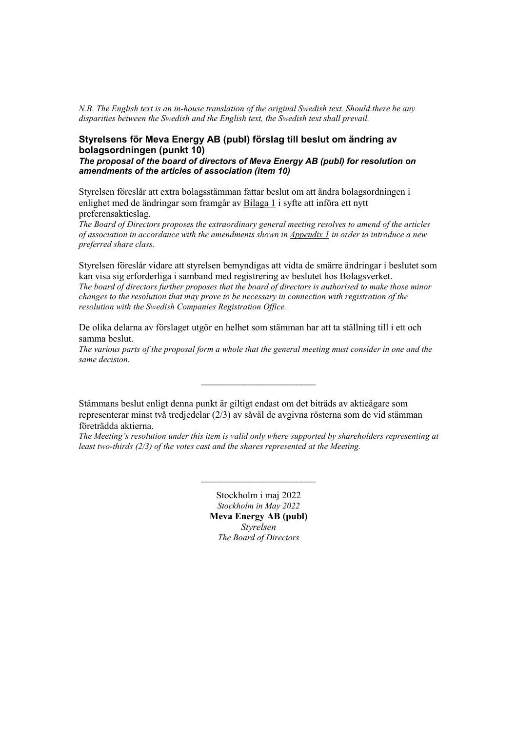*N.B. The English text is an in-house translation of the original Swedish text. Should there be any disparities between the Swedish and the English text, the Swedish text shall prevail.*

## Styrelsens för Meva Energy AB (publ) förslag till beslut om ändring av bolagsordningen (punkt 10)

***The proposal of the board of directors of Meva Energy AB (publ) for resolution on amendments of the articles of association (item 10)***

Styrelsen föreslår att extra bolagsstämman fattar beslut om att ändra bolagsordningen i enlighet med de ändringar som framgår av Bilaga 1 i syfte att införa ett nytt preferensaktieslag.
*The Board of Directors proposes the extraordinary general meeting resolves to amend of the articles of association in accordance with the amendments shown in Appendix 1 in order to introduce a new preferred share class.*

Styrelsen föreslår vidare att styrelsen bemyndigas att vidta de smärre ändringar i beslutet som kan visa sig erforderliga i samband med registrering av beslutet hos Bolagsverket.
*The board of directors further proposes that the board of directors is authorised to make those minor changes to the resolution that may prove to be necessary in connection with registration of the resolution with the Swedish Companies Registration Office.*

De olika delarna av förslaget utgör en helhet som stämman har att ta ställning till i ett och samma beslut.
*The various parts of the proposal form a whole that the general meeting must consider in one and the same decision.*

---

Stämmans beslut enligt denna punkt är giltigt endast om det biträds av aktieägare som representerar minst två tredjedelar (2/3) av såväl de avgivna rösterna som de vid stämman företrädda aktierna.
*The Meeting's resolution under this item is valid only where supported by shareholders representing at least two-thirds (2/3) of the votes cast and the shares represented at the Meeting.*

---

Stockholm i maj 2022
*Stockholm in May 2022*
**Meva Energy AB (publ)**
*Styrelsen*
*The Board of Directors*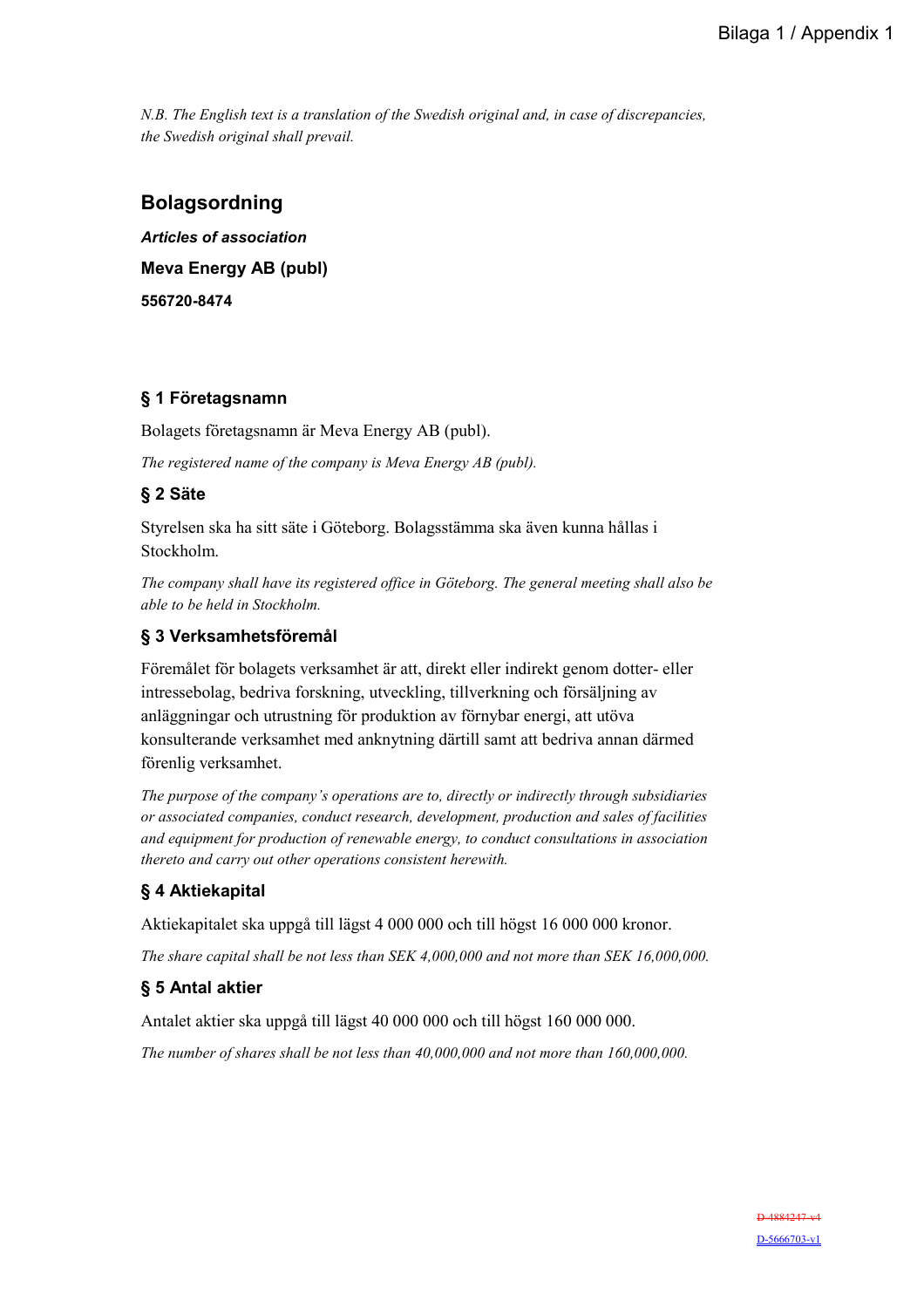*N.B. The English text is a translation of the Swedish original and, in case of discrepancies, the Swedish original shall prevail.*

## Bolagsordning

***Articles of association***

**Meva Energy AB (publ)**

**556720-8474**

### § 1 Företagsnamn

Bolagets företagsnamn är Meva Energy AB (publ).

*The registered name of the company is Meva Energy AB (publ).*

### § 2 Säte

Styrelsen ska ha sitt säte i Göteborg. Bolagsstämma ska även kunna hållas i Stockholm.

*The company shall have its registered office in Göteborg. The general meeting shall also be able to be held in Stockholm.*

### § 3 Verksamhetsföremål

Föremålet för bolagets verksamhet är att, direkt eller indirekt genom dotter- eller intressebolag, bedriva forskning, utveckling, tillverkning och försäljning av anläggningar och utrustning för produktion av förnybar energi, att utöva konsulterande verksamhet med anknytning därtill samt att bedriva annan därmed förenlig verksamhet.

*The purpose of the company's operations are to, directly or indirectly through subsidiaries or associated companies, conduct research, development, production and sales of facilities and equipment for production of renewable energy, to conduct consultations in association thereto and carry out other operations consistent herewith.*

### § 4 Aktiekapital

Aktiekapitalet ska uppgå till lägst 4 000 000 och till högst 16 000 000 kronor.

*The share capital shall be not less than SEK 4,000,000 and not more than SEK 16,000,000.*

### § 5 Antal aktier

Antalet aktier ska uppgå till lägst 40 000 000 och till högst 160 000 000.

*The number of shares shall be not less than 40,000,000 and not more than 160,000,000.*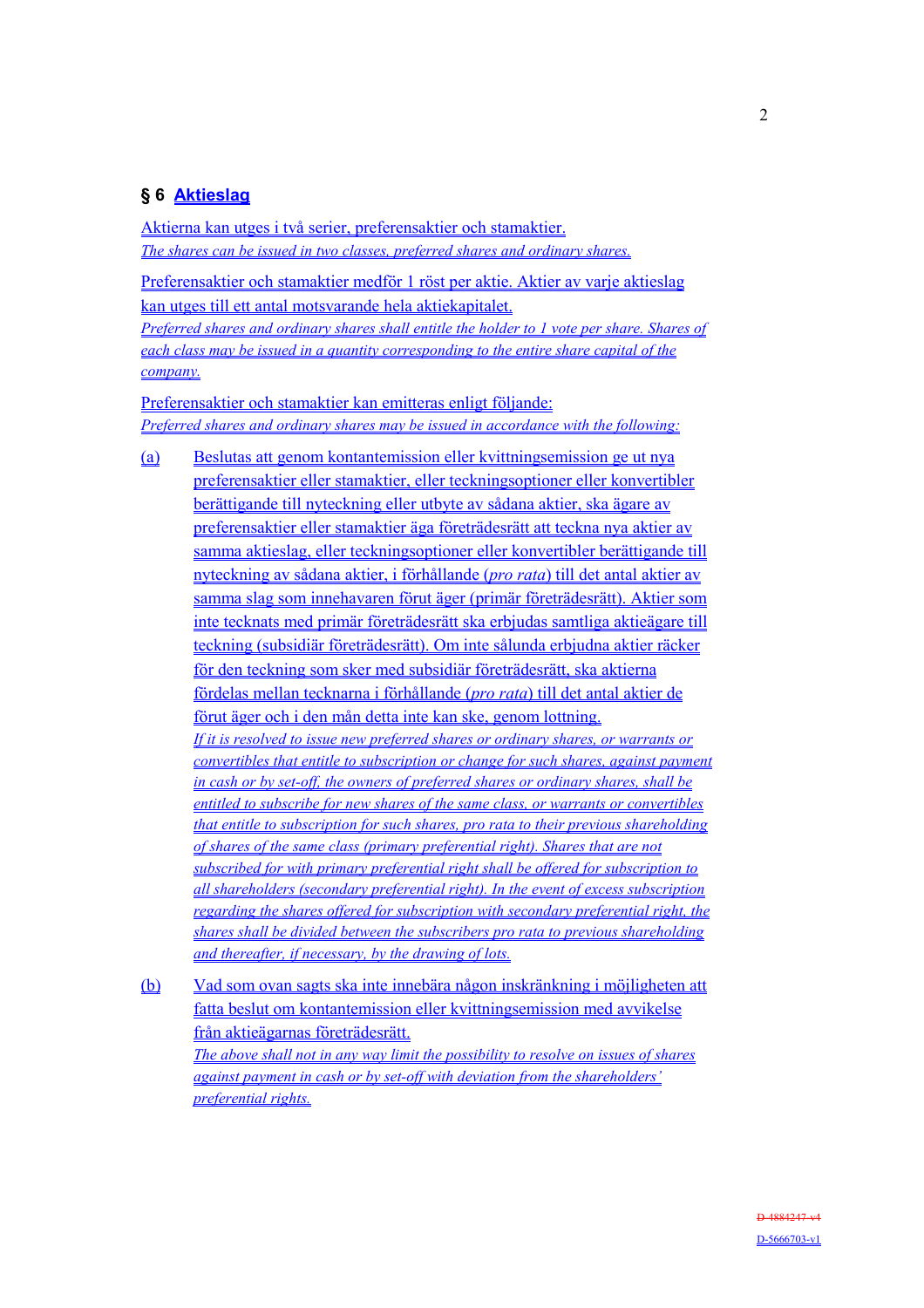## § 6 Aktieslag

Aktierna kan utges i två serier, preferensaktier och stamaktier.
*The shares can be issued in two classes, preferred shares and ordinary shares.*

Preferensaktier och stamaktier medför 1 röst per aktie. Aktier av varje aktieslag kan utges till ett antal motsvarande hela aktiekapitalet.
*Preferred shares and ordinary shares shall entitle the holder to 1 vote per share. Shares of each class may be issued in a quantity corresponding to the entire share capital of the company.*

Preferensaktier och stamaktier kan emitteras enligt följande:
*Preferred shares and ordinary shares may be issued in accordance with the following:*

(a) Beslutas att genom kontantemission eller kvittningsemission ge ut nya preferensaktier eller stamaktier, eller teckningsoptioner eller konvertibler berättigande till nyteckning eller utbyte av sådana aktier, ska ägare av preferensaktier eller stamaktier äga företrädesrätt att teckna nya aktier av samma aktieslag, eller teckningsoptioner eller konvertibler berättigande till nyteckning av sådana aktier, i förhållande (*pro rata*) till det antal aktier av samma slag som innehavaren förut äger (primär företrädesrätt). Aktier som inte tecknats med primär företrädesrätt ska erbjudas samtliga aktieägare till teckning (subsidiär företrädesrätt). Om inte sålunda erbjudna aktier räcker för den teckning som sker med subsidiär företrädesrätt, ska aktierna fördelas mellan tecknarna i förhållande (*pro rata*) till det antal aktier de förut äger och i den mån detta inte kan ske, genom lottning.
*If it is resolved to issue new preferred shares or ordinary shares, or warrants or convertibles that entitle to subscription or change for such shares, against payment in cash or by set-off, the owners of preferred shares or ordinary shares, shall be entitled to subscribe for new shares of the same class, or warrants or convertibles that entitle to subscription for such shares, pro rata to their previous shareholding of shares of the same class (primary preferential right). Shares that are not subscribed for with primary preferential right shall be offered for subscription to all shareholders (secondary preferential right). In the event of excess subscription regarding the shares offered for subscription with secondary preferential right, the shares shall be divided between the subscribers pro rata to previous shareholding and thereafter, if necessary, by the drawing of lots.*

(b) Vad som ovan sagts ska inte innebära någon inskränkning i möjligheten att fatta beslut om kontantemission eller kvittningsemission med avvikelse från aktieägarnas företrädesrätt.
*The above shall not in any way limit the possibility to resolve on issues of shares against payment in cash or by set-off with deviation from the shareholders' preferential rights.*

~~D-4884247-v4~~
D-5666703-v1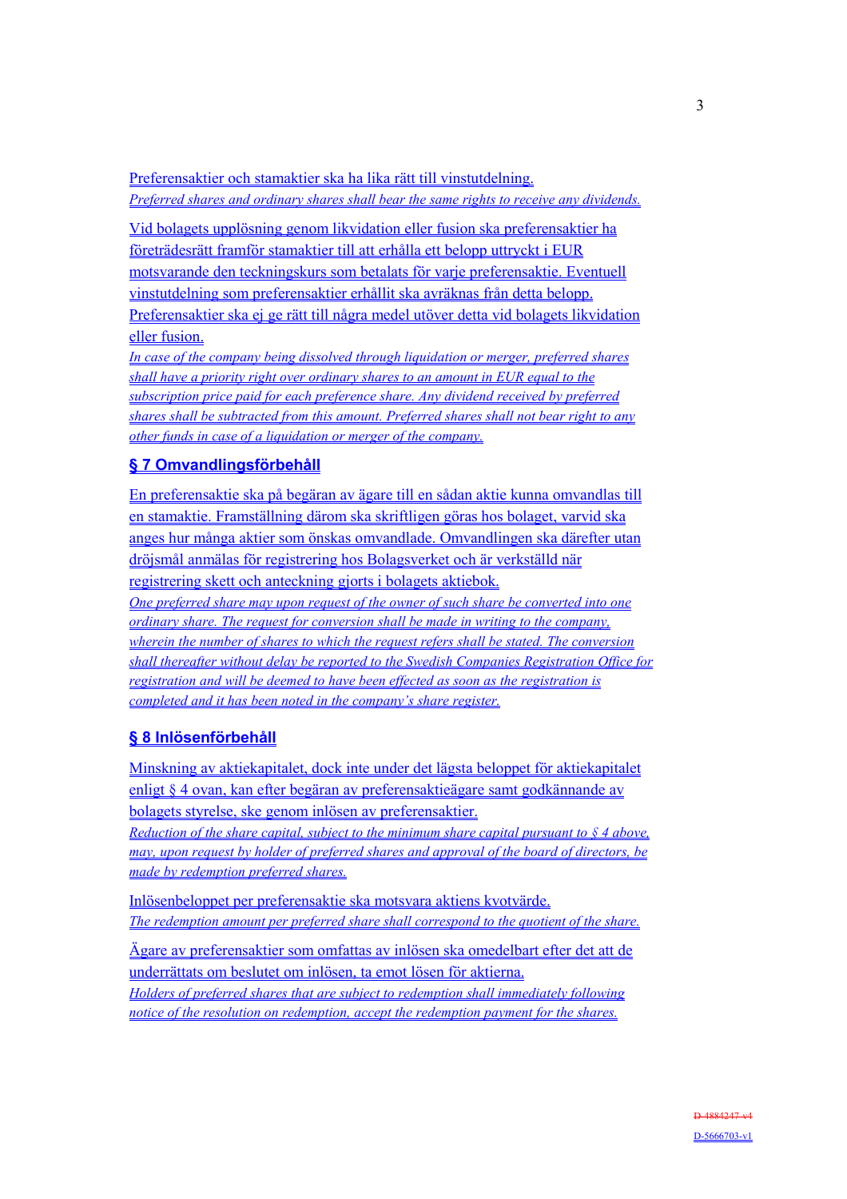Preferensaktier och stamaktier ska ha lika rätt till vinstutdelning.
*Preferred shares and ordinary shares shall bear the same rights to receive any dividends.*

Vid bolagets upplösning genom likvidation eller fusion ska preferensaktier ha företrädesrätt framför stamaktier till att erhålla ett belopp uttryckt i EUR motsvarande den teckningskurs som betalats för varje preferensaktie. Eventuell vinstutdelning som preferensaktier erhållit ska avräknas från detta belopp. Preferensaktier ska ej ge rätt till några medel utöver detta vid bolagets likvidation eller fusion.
*In case of the company being dissolved through liquidation or merger, preferred shares shall have a priority right over ordinary shares to an amount in EUR equal to the subscription price paid for each preference share. Any dividend received by preferred shares shall be subtracted from this amount. Preferred shares shall not bear right to any other funds in case of a liquidation or merger of the company.*

## § 7 Omvandlingsförbehåll

En preferensaktie ska på begäran av ägare till en sådan aktie kunna omvandlas till en stamaktie. Framställning därom ska skriftligen göras hos bolaget, varvid ska anges hur många aktier som önskas omvandlade. Omvandlingen ska därefter utan dröjsmål anmälas för registrering hos Bolagsverket och är verkställd när registrering skett och anteckning gjorts i bolagets aktiebok.
*One preferred share may upon request of the owner of such share be converted into one ordinary share. The request for conversion shall be made in writing to the company, wherein the number of shares to which the request refers shall be stated. The conversion shall thereafter without delay be reported to the Swedish Companies Registration Office for registration and will be deemed to have been effected as soon as the registration is completed and it has been noted in the company's share register.*

## § 8 Inlösenförbehåll

Minskning av aktiekapitalet, dock inte under det lägsta beloppet för aktiekapitalet enligt § 4 ovan, kan efter begäran av preferensaktieägare samt godkännande av bolagets styrelse, ske genom inlösen av preferensaktier.
*Reduction of the share capital, subject to the minimum share capital pursuant to § 4 above, may, upon request by holder of preferred shares and approval of the board of directors, be made by redemption preferred shares.*

Inlösenbeloppet per preferensaktie ska motsvara aktiens kvotvärde.
*The redemption amount per preferred share shall correspond to the quotient of the share.*

Ägare av preferensaktier som omfattas av inlösen ska omedelbart efter det att de underrättats om beslutet om inlösen, ta emot lösen för aktierna.
*Holders of preferred shares that are subject to redemption shall immediately following notice of the resolution on redemption, accept the redemption payment for the shares.*

~~D-4884247-v4~~
D-5666703-v1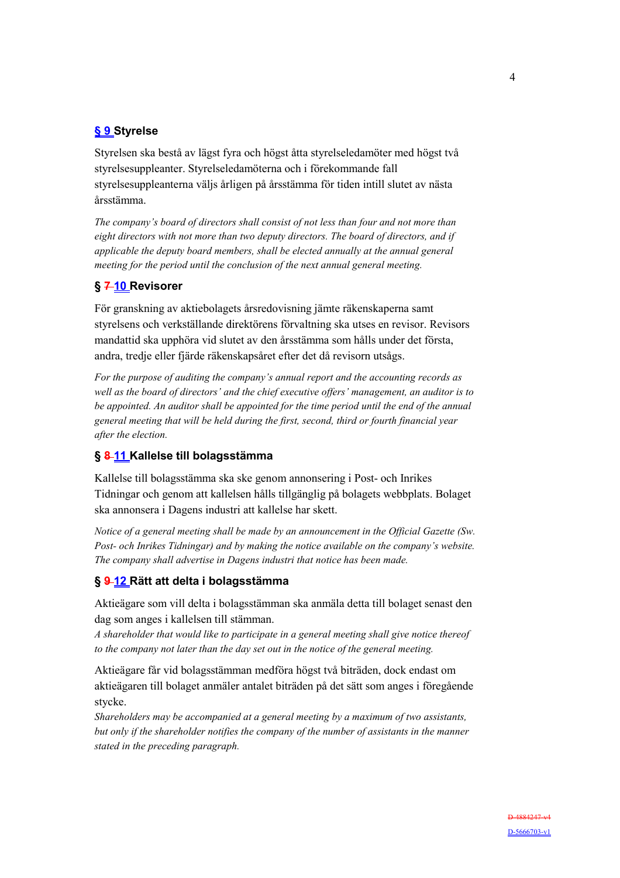### § 9 Styrelse

Styrelsen ska bestå av lägst fyra och högst åtta styrelseledamöter med högst två styrelsesuppleanter. Styrelseledamöterna och i förekommande fall styrelsesuppleanterna väljs årligen på årsstämma för tiden intill slutet av nästa årsstämma.

*The company's board of directors shall consist of not less than four and not more than eight directors with not more than two deputy directors. The board of directors, and if applicable the deputy board members, shall be elected annually at the annual general meeting for the period until the conclusion of the next annual general meeting.*

### § ~~7~~ 10 Revisorer

För granskning av aktiebolagets årsredovisning jämte räkenskaperna samt styrelsens och verkställande direktörens förvaltning ska utses en revisor. Revisors mandattid ska upphöra vid slutet av den årsstämma som hålls under det första, andra, tredje eller fjärde räkenskapsåret efter det då revisorn utsågs.

*For the purpose of auditing the company's annual report and the accounting records as well as the board of directors' and the chief executive offers' management, an auditor is to be appointed. An auditor shall be appointed for the time period until the end of the annual general meeting that will be held during the first, second, third or fourth financial year after the election.*

### § ~~8~~ 11 Kallelse till bolagsstämma

Kallelse till bolagsstämma ska ske genom annonsering i Post- och Inrikes Tidningar och genom att kallelsen hålls tillgänglig på bolagets webbplats. Bolaget ska annonsera i Dagens industri att kallelse har skett.

*Notice of a general meeting shall be made by an announcement in the Official Gazette (Sw. Post- och Inrikes Tidningar) and by making the notice available on the company's website. The company shall advertise in Dagens industri that notice has been made.*

### § ~~9~~ 12 Rätt att delta i bolagsstämma

Aktieägare som vill delta i bolagsstämman ska anmäla detta till bolaget senast den dag som anges i kallelsen till stämman.
*A shareholder that would like to participate in a general meeting shall give notice thereof to the company not later than the day set out in the notice of the general meeting.*

Aktieägare får vid bolagsstämman medföra högst två biträden, dock endast om aktieägaren till bolaget anmäler antalet biträden på det sätt som anges i föregående stycke.
*Shareholders may be accompanied at a general meeting by a maximum of two assistants, but only if the shareholder notifies the company of the number of assistants in the manner stated in the preceding paragraph.*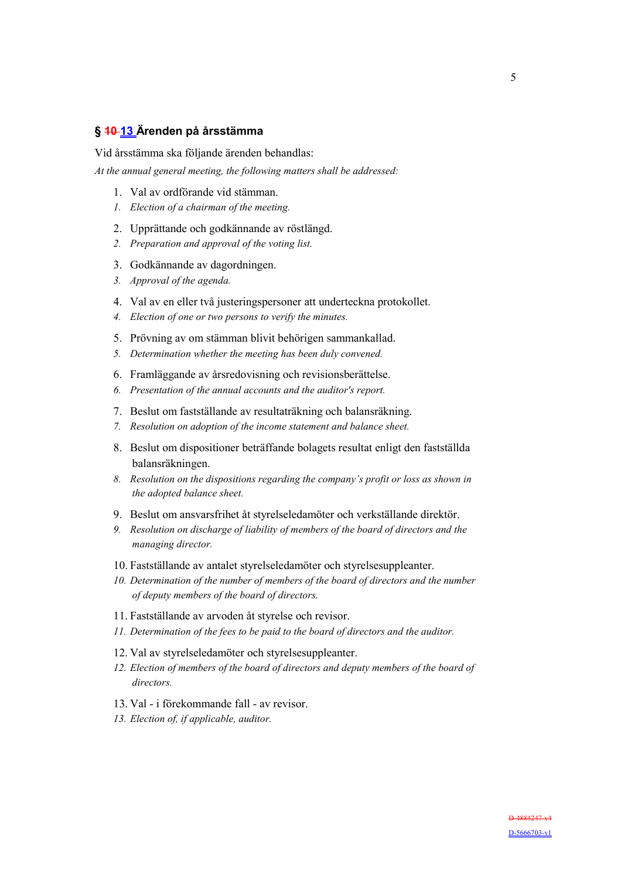## § ~~10~~ 13 Ärenden på årsstämma

Vid årsstämma ska följande ärenden behandlas:

*At the annual general meeting, the following matters shall be addressed:*

1. Val av ordförande vid stämman.
   *Election of a chairman of the meeting.*

2. Upprättande och godkännande av röstlängd.
   *Preparation and approval of the voting list.*

3. Godkännande av dagordningen.
   *Approval of the agenda.*

4. Val av en eller två justeringspersoner att underteckna protokollet.
   *Election of one or two persons to verify the minutes.*

5. Prövning av om stämman blivit behörigen sammankallad.
   *Determination whether the meeting has been duly convened.*

6. Framläggande av årsredovisning och revisionsberättelse.
   *Presentation of the annual accounts and the auditor's report.*

7. Beslut om fastställande av resultaträkning och balansräkning.
   *Resolution on adoption of the income statement and balance sheet.*

8. Beslut om dispositioner beträffande bolagets resultat enligt den fastställda balansräkningen.
   *Resolution on the dispositions regarding the company's profit or loss as shown in the adopted balance sheet.*

9. Beslut om ansvarsfrihet åt styrelseledamöter och verkställande direktör.
   *Resolution on discharge of liability of members of the board of directors and the managing director.*

10. Fastställande av antalet styrelseledamöter och styrelsesuppleanter.
    *Determination of the number of members of the board of directors and the number of deputy members of the board of directors.*

11. Fastställande av arvoden åt styrelse och revisor.
    *Determination of the fees to be paid to the board of directors and the auditor.*

12. Val av styrelseledamöter och styrelsesuppleanter.
    *Election of members of the board of directors and deputy members of the board of directors.*

13. Val - i förekommande fall - av revisor.
    *Election of, if applicable, auditor.*

~~D-4884247-v4~~
D-5666703-v1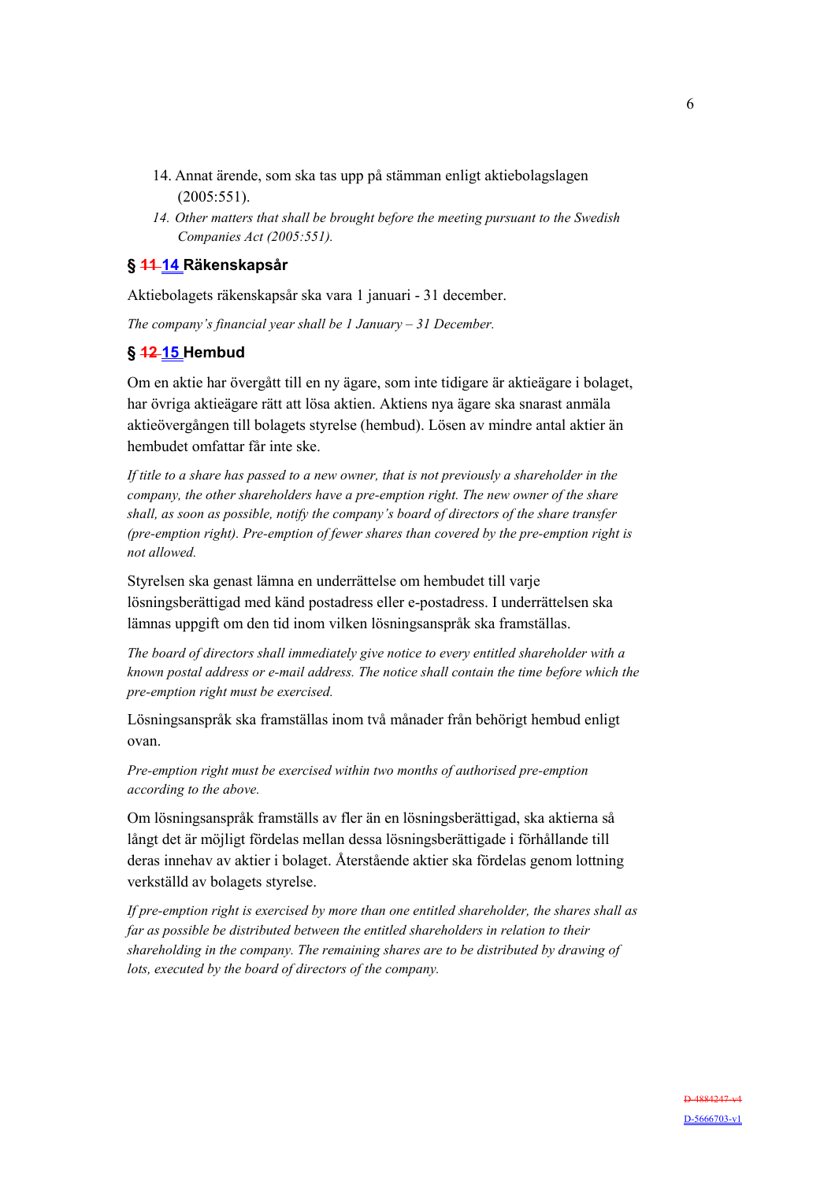14. Annat ärende, som ska tas upp på stämman enligt aktiebolagslagen (2005:551).

*14. Other matters that shall be brought before the meeting pursuant to the Swedish Companies Act (2005:551).*

## § ~~11~~ 14 Räkenskapsår

Aktiebolagets räkenskapsår ska vara 1 januari - 31 december.

*The company's financial year shall be 1 January – 31 December.*

## § ~~12~~ 15 Hembud

Om en aktie har övergått till en ny ägare, som inte tidigare är aktieägare i bolaget, har övriga aktieägare rätt att lösa aktien. Aktiens nya ägare ska snarast anmäla aktieövergången till bolagets styrelse (hembud). Lösen av mindre antal aktier än hembudet omfattar får inte ske.

*If title to a share has passed to a new owner, that is not previously a shareholder in the company, the other shareholders have a pre-emption right. The new owner of the share shall, as soon as possible, notify the company's board of directors of the share transfer (pre-emption right). Pre-emption of fewer shares than covered by the pre-emption right is not allowed.*

Styrelsen ska genast lämna en underrättelse om hembudet till varje lösningsberättigad med känd postadress eller e-postadress. I underrättelsen ska lämnas uppgift om den tid inom vilken lösningsanspråk ska framställas.

*The board of directors shall immediately give notice to every entitled shareholder with a known postal address or e-mail address. The notice shall contain the time before which the pre-emption right must be exercised.*

Lösningsanspråk ska framställas inom två månader från behörigt hembud enligt ovan.

*Pre-emption right must be exercised within two months of authorised pre-emption according to the above.*

Om lösningsanspråk framställs av fler än en lösningsberättigad, ska aktierna så långt det är möjligt fördelas mellan dessa lösningsberättigade i förhållande till deras innehav av aktier i bolaget. Återstående aktier ska fördelas genom lottning verkställd av bolagets styrelse.

*If pre-emption right is exercised by more than one entitled shareholder, the shares shall as far as possible be distributed between the entitled shareholders in relation to their shareholding in the company. The remaining shares are to be distributed by drawing of lots, executed by the board of directors of the company.*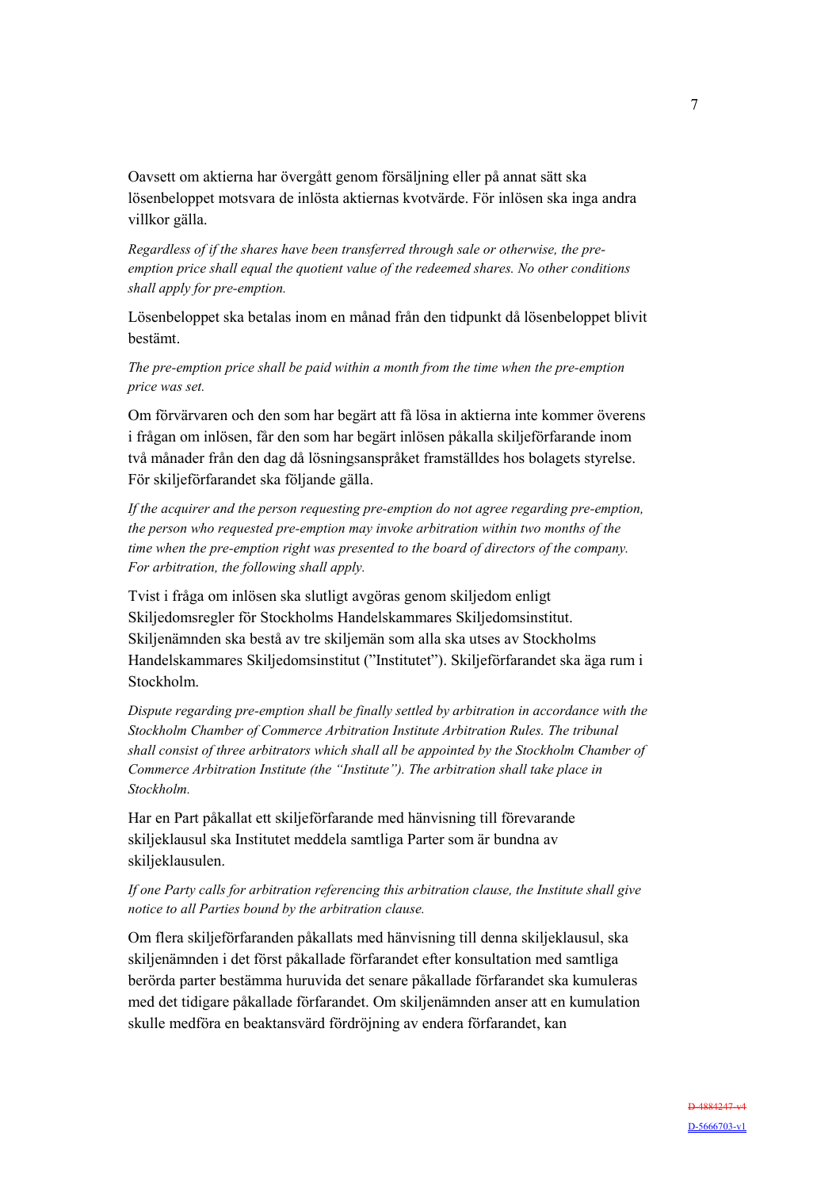Oavsett om aktierna har övergått genom försäljning eller på annat sätt ska lösenbeloppet motsvara de inlösta aktiernas kvotvärde. För inlösen ska inga andra villkor gälla.

*Regardless of if the shares have been transferred through sale or otherwise, the pre-emption price shall equal the quotient value of the redeemed shares. No other conditions shall apply for pre-emption.*

Lösenbeloppet ska betalas inom en månad från den tidpunkt då lösenbeloppet blivit bestämt.

*The pre-emption price shall be paid within a month from the time when the pre-emption price was set.*

Om förvärvaren och den som har begärt att få lösa in aktierna inte kommer överens i frågan om inlösen, får den som har begärt inlösen påkalla skiljeförfarande inom två månader från den dag då lösningsanspråket framställdes hos bolagets styrelse. För skiljeförfarandet ska följande gälla.

*If the acquirer and the person requesting pre-emption do not agree regarding pre-emption, the person who requested pre-emption may invoke arbitration within two months of the time when the pre-emption right was presented to the board of directors of the company. For arbitration, the following shall apply.*

Tvist i fråga om inlösen ska slutligt avgöras genom skiljedom enligt Skiljedomsregler för Stockholms Handelskammares Skiljedomsinstitut. Skiljenämnden ska bestå av tre skiljemän som alla ska utses av Stockholms Handelskammares Skiljedomsinstitut ("Institutet"). Skiljeförfarandet ska äga rum i Stockholm.

*Dispute regarding pre-emption shall be finally settled by arbitration in accordance with the Stockholm Chamber of Commerce Arbitration Institute Arbitration Rules. The tribunal shall consist of three arbitrators which shall all be appointed by the Stockholm Chamber of Commerce Arbitration Institute (the "Institute"). The arbitration shall take place in Stockholm.*

Har en Part påkallat ett skiljeförfarande med hänvisning till förevarande skiljeklausul ska Institutet meddela samtliga Parter som är bundna av skiljeklausulen.

*If one Party calls for arbitration referencing this arbitration clause, the Institute shall give notice to all Parties bound by the arbitration clause.*

Om flera skiljeförfaranden påkallats med hänvisning till denna skiljeklausul, ska skiljenämnden i det först påkallade förfarandet efter konsultation med samtliga berörda parter bestämma huruvida det senare påkallade förfarandet ska kumuleras med det tidigare påkallade förfarandet. Om skiljenämnden anser att en kumulation skulle medföra en beaktansvärd fördröjning av endera förfarandet, kan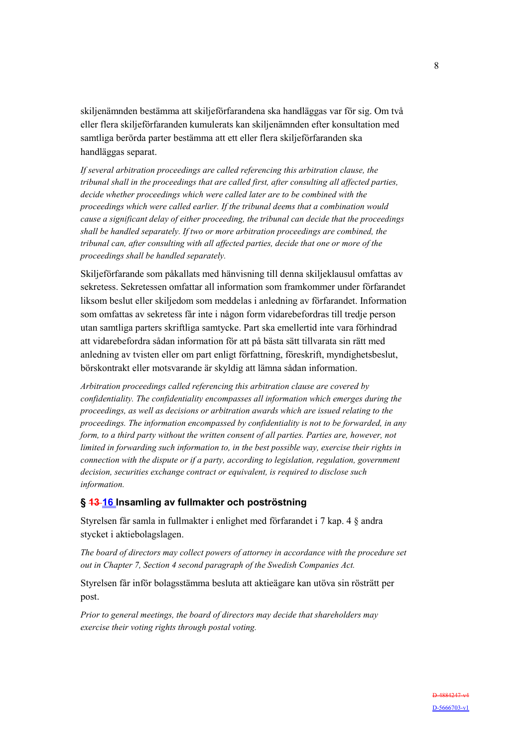skiljenämnden bestämma att skiljeförfarandena ska handläggas var för sig. Om två eller flera skiljeförfaranden kumulerats kan skiljenämnden efter konsultation med samtliga berörda parter bestämma att ett eller flera skiljeförfaranden ska handläggas separat.

*If several arbitration proceedings are called referencing this arbitration clause, the tribunal shall in the proceedings that are called first, after consulting all affected parties, decide whether proceedings which were called later are to be combined with the proceedings which were called earlier. If the tribunal deems that a combination would cause a significant delay of either proceeding, the tribunal can decide that the proceedings shall be handled separately. If two or more arbitration proceedings are combined, the tribunal can, after consulting with all affected parties, decide that one or more of the proceedings shall be handled separately.*

Skiljeförfarande som påkallats med hänvisning till denna skiljeklausul omfattas av sekretess. Sekretessen omfattar all information som framkommer under förfarandet liksom beslut eller skiljedom som meddelas i anledning av förfarandet. Information som omfattas av sekretess får inte i någon form vidarebefordras till tredje person utan samtliga parters skriftliga samtycke. Part ska emellertid inte vara förhindrad att vidarebefordra sådan information för att på bästa sätt tillvarata sin rätt med anledning av tvisten eller om part enligt författning, föreskrift, myndighetsbeslut, börskontrakt eller motsvarande är skyldig att lämna sådan information.

*Arbitration proceedings called referencing this arbitration clause are covered by confidentiality. The confidentiality encompasses all information which emerges during the proceedings, as well as decisions or arbitration awards which are issued relating to the proceedings. The information encompassed by confidentiality is not to be forwarded, in any form, to a third party without the written consent of all parties. Parties are, however, not limited in forwarding such information to, in the best possible way, exercise their rights in connection with the dispute or if a party, according to legislation, regulation, government decision, securities exchange contract or equivalent, is required to disclose such information.*

### § ~~13~~ 16 Insamling av fullmakter och poströstning

Styrelsen får samla in fullmakter i enlighet med förfarandet i 7 kap. 4 § andra stycket i aktiebolagslagen.

*The board of directors may collect powers of attorney in accordance with the procedure set out in Chapter 7, Section 4 second paragraph of the Swedish Companies Act.*

Styrelsen får inför bolagsstämma besluta att aktieägare kan utöva sin rösträtt per post.

*Prior to general meetings, the board of directors may decide that shareholders may exercise their voting rights through postal voting.*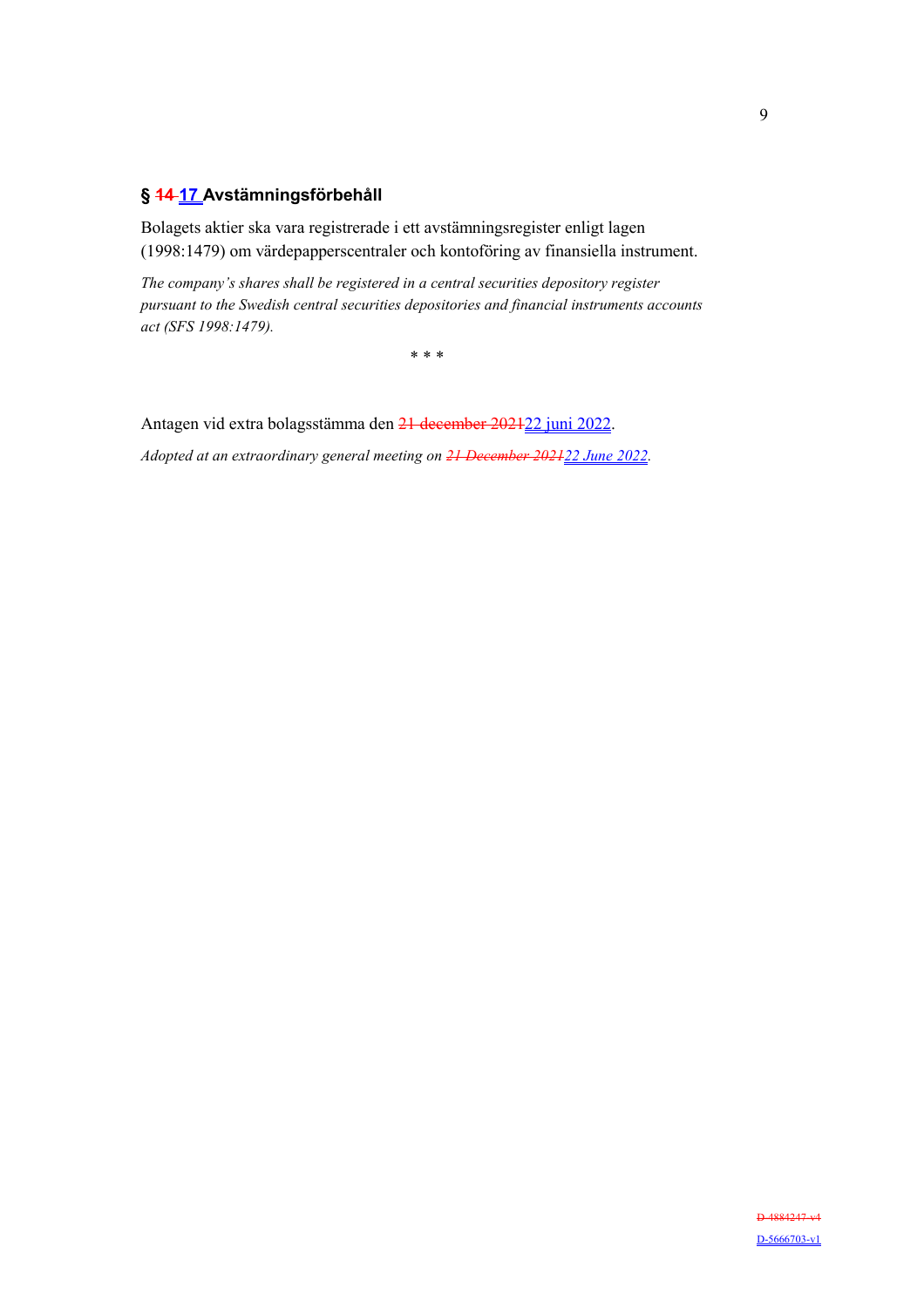## § ~~14~~ 17 Avstämningsförbehåll

Bolagets aktier ska vara registrerade i ett avstämningsregister enligt lagen (1998:1479) om värdepapperscentraler och kontoföring av finansiella instrument.

*The company's shares shall be registered in a central securities depository register pursuant to the Swedish central securities depositories and financial instruments accounts act (SFS 1998:1479).*

\* \* \*

Antagen vid extra bolagsstämma den ~~21 december 2021~~22 juni 2022.

*Adopted at an extraordinary general meeting on ~~21 December 2021~~22 June 2022.*

~~D-4884247-v4~~

D-5666703-v1